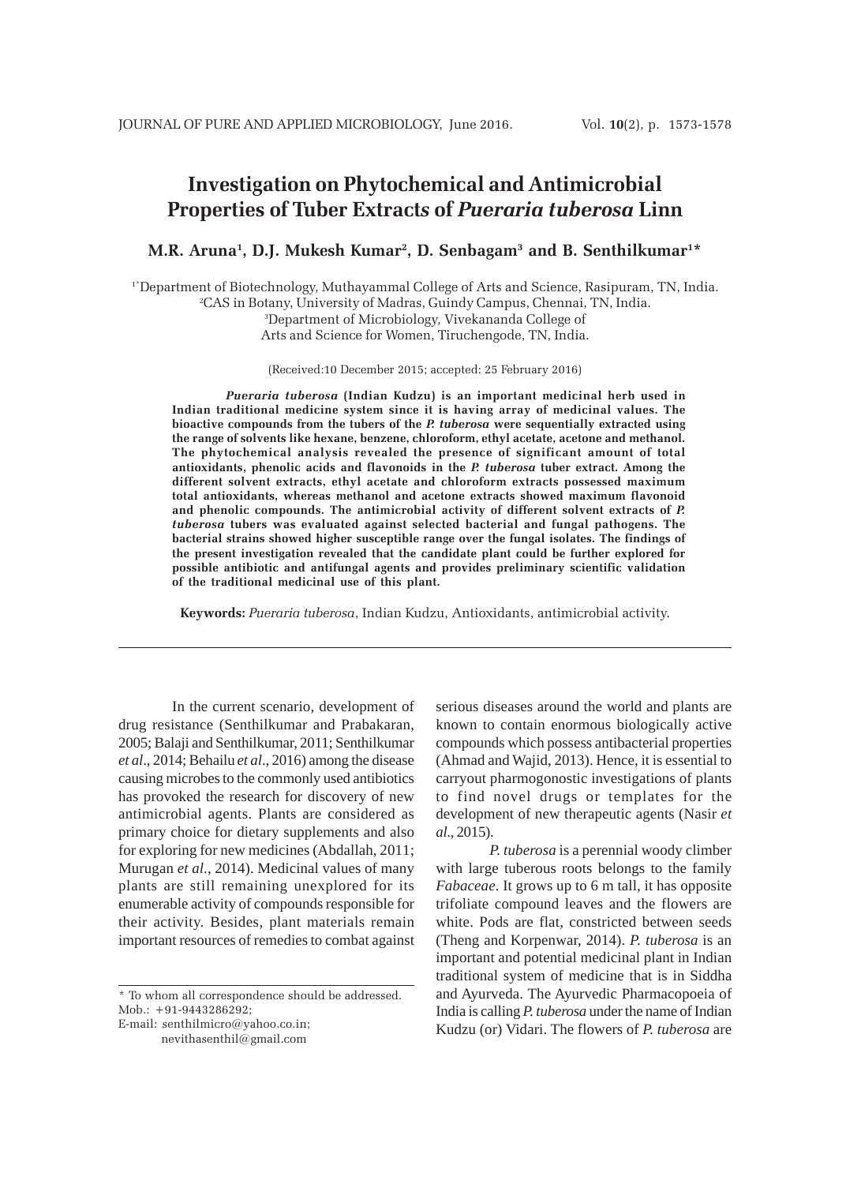# Investigation on Phytochemical and Antimicrobial Properties of Tuber Extracts of *Pueraria tuberosa* Linn

**M.R. Aruna[1], D.J. Mukesh Kumar[2], D. Senbagam[3] and B. Senthilkumar[1]***

[1*]Department of Biotechnology, Muthayammal College of Arts and Science, Rasipuram, TN, India.
[2]CAS in Botany, University of Madras, Guindy Campus, Chennai, TN, India.
[3]Department of Microbiology, Vivekananda College of Arts and Science for Women, Tiruchengode, TN, India.

(Received:10 December 2015; accepted: 25 February 2016)

***Pueraria tuberosa*** **(Indian Kudzu) is an important medicinal herb used in Indian traditional medicine system since it is having array of medicinal values. The bioactive compounds from the tubers of the *P. tuberosa* were sequentially extracted using the range of solvents like hexane, benzene, chloroform, ethyl acetate, acetone and methanol. The phytochemical analysis revealed the presence of significant amount of total antioxidants, phenolic acids and flavonoids in the *P. tuberosa* tuber extract. Among the different solvent extracts, ethyl acetate and chloroform extracts possessed maximum total antioxidants, whereas methanol and acetone extracts showed maximum flavonoid and phenolic compounds. The antimicrobial activity of different solvent extracts of *P. tuberosa* tubers was evaluated against selected bacterial and fungal pathogens. The bacterial strains showed higher susceptible range over the fungal isolates. The findings of the present investigation revealed that the candidate plant could be further explored for possible antibiotic and antifungal agents and provides preliminary scientific validation of the traditional medicinal use of this plant.**

**Keywords:** *Pueraria tuberosa*, Indian Kudzu, Antioxidants, antimicrobial activity.

---

In the current scenario, development of drug resistance (Senthilkumar and Prabakaran, 2005; Balaji and Senthilkumar, 2011; Senthilkumar *et al*., 2014; Behailu *et al*., 2016) among the disease causing microbes to the commonly used antibiotics has provoked the research for discovery of new antimicrobial agents. Plants are considered as primary choice for dietary supplements and also for exploring for new medicines (Abdallah, 2011; Murugan *et al*., 2014). Medicinal values of many plants are still remaining unexplored for its enumerable activity of compounds responsible for their activity. Besides, plant materials remain important resources of remedies to combat against serious diseases around the world and plants are known to contain enormous biologically active compounds which possess antibacterial properties (Ahmad and Wajid, 2013). Hence, it is essential to carryout pharmogonostic investigations of plants to find novel drugs or templates for the development of new therapeutic agents (Nasir *et al*., 2015).

*P. tuberosa* is a perennial woody climber with large tuberous roots belongs to the family *Fabaceae*. It grows up to 6 m tall, it has opposite trifoliate compound leaves and the flowers are white. Pods are flat, constricted between seeds (Theng and Korpenwar, 2014). *P. tuberosa* is an important and potential medicinal plant in Indian traditional system of medicine that is in Siddha and Ayurveda. The Ayurvedic Pharmacopoeia of India is calling *P. tuberosa* under the name of Indian Kudzu (or) Vidari. The flowers of *P. tuberosa* are

---

* To whom all correspondence should be addressed.
Mob.: +91-9443286292;
E-mail: senthilmicro@yahoo.co.in;
nevithasenthil@gmail.com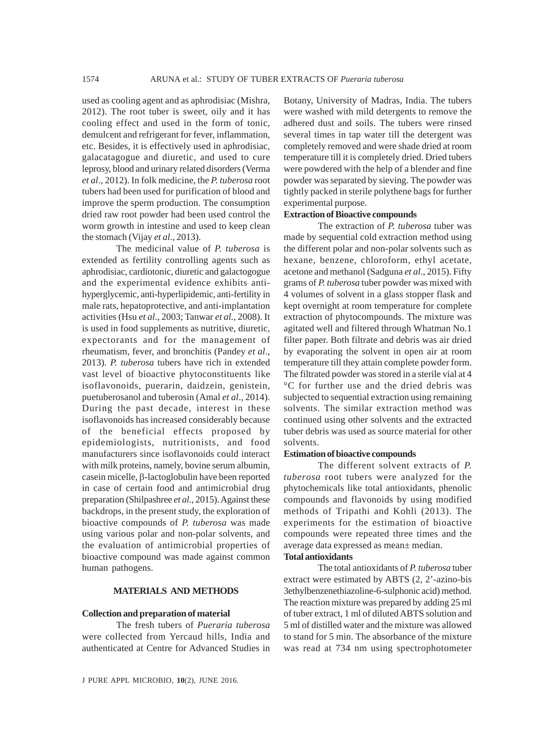used as cooling agent and as aphrodisiac (Mishra, 2012). The root tuber is sweet, oily and it has cooling effect and used in the form of tonic, demulcent and refrigerant for fever, inflammation, etc. Besides, it is effectively used in aphrodisiac, galacatagogue and diuretic, and used to cure leprosy, blood and urinary related disorders (Verma *et al*., 2012). In folk medicine, the *P. tuberosa* root tubers had been used for purification of blood and improve the sperm production. The consumption dried raw root powder had been used control the worm growth in intestine and used to keep clean the stomach (Vijay *et al*., 2013).

The medicinal value of *P. tuberosa* is extended as fertility controlling agents such as aphrodisiac, cardiotonic, diuretic and galactogogue and the experimental evidence exhibits anti-hyperglycemic, anti-hyperlipidemic, anti-fertility in male rats, hepatoprotective, and anti-implantation activities (Hsu *et al*., 2003; Tanwar *et al.*, 2008). It is used in food supplements as nutritive, diuretic, expectorants and for the management of rheumatism, fever, and bronchitis (Pandey *et al*., 2013). *P. tuberosa* tubers have rich in extended vast level of bioactive phytoconstituents like isoflavonoids, puerarin, daidzein, genistein, puetuberosanol and tuberosin (Amal *et al*., 2014). During the past decade, interest in these isoflavonoids has increased considerably because of the beneficial effects proposed by epidemiologists, nutritionists, and food manufacturers since isoflavonoids could interact with milk proteins, namely, bovine serum albumin, casein micelle, β-lactoglobulin have been reported in case of certain food and antimicrobial drug preparation (Shilpashree *et al*., 2015). Against these backdrops, in the present study, the exploration of bioactive compounds of *P. tuberosa* was made using various polar and non-polar solvents, and the evaluation of antimicrobial properties of bioactive compound was made against common human pathogens.

## MATERIALS AND METHODS

### Collection and preparation of material

The fresh tubers of *Pueraria tuberosa* were collected from Yercaud hills, India and authenticated at Centre for Advanced Studies in Botany, University of Madras, India. The tubers were washed with mild detergents to remove the adhered dust and soils. The tubers were rinsed several times in tap water till the detergent was completely removed and were shade dried at room temperature till it is completely dried. Dried tubers were powdered with the help of a blender and fine powder was separated by sieving. The powder was tightly packed in sterile polythene bags for further experimental purpose.

### Extraction of Bioactive compounds

The extraction of *P. tuberosa* tuber was made by sequential cold extraction method using the different polar and non-polar solvents such as hexane, benzene, chloroform, ethyl acetate, acetone and methanol (Sadguna *et al*., 2015). Fifty grams of *P. tuberosa* tuber powder was mixed with 4 volumes of solvent in a glass stopper flask and kept overnight at room temperature for complete extraction of phytocompounds. The mixture was agitated well and filtered through Whatman No.1 filter paper. Both filtrate and debris was air dried by evaporating the solvent in open air at room temperature till they attain complete powder form. The filtrated powder was stored in a sterile vial at 4 °C for further use and the dried debris was subjected to sequential extraction using remaining solvents. The similar extraction method was continued using other solvents and the extracted tuber debris was used as source material for other solvents.

### Estimation of bioactive compounds

The different solvent extracts of *P. tuberosa* root tubers were analyzed for the phytochemicals like total antioxidants, phenolic compounds and flavonoids by using modified methods of Tripathi and Kohli (2013). The experiments for the estimation of bioactive compounds were repeated three times and the average data expressed as mean± median.

### Total antioxidants

The total antioxidants of *P. tuberosa* tuber extract were estimated by ABTS (2, 2'-azino-bis 3ethylbenzenethiazoline-6-sulphonic acid) method. The reaction mixture was prepared by adding 25 ml of tuber extract, 1 ml of diluted ABTS solution and 5 ml of distilled water and the mixture was allowed to stand for 5 min. The absorbance of the mixture was read at 734 nm using spectrophotometer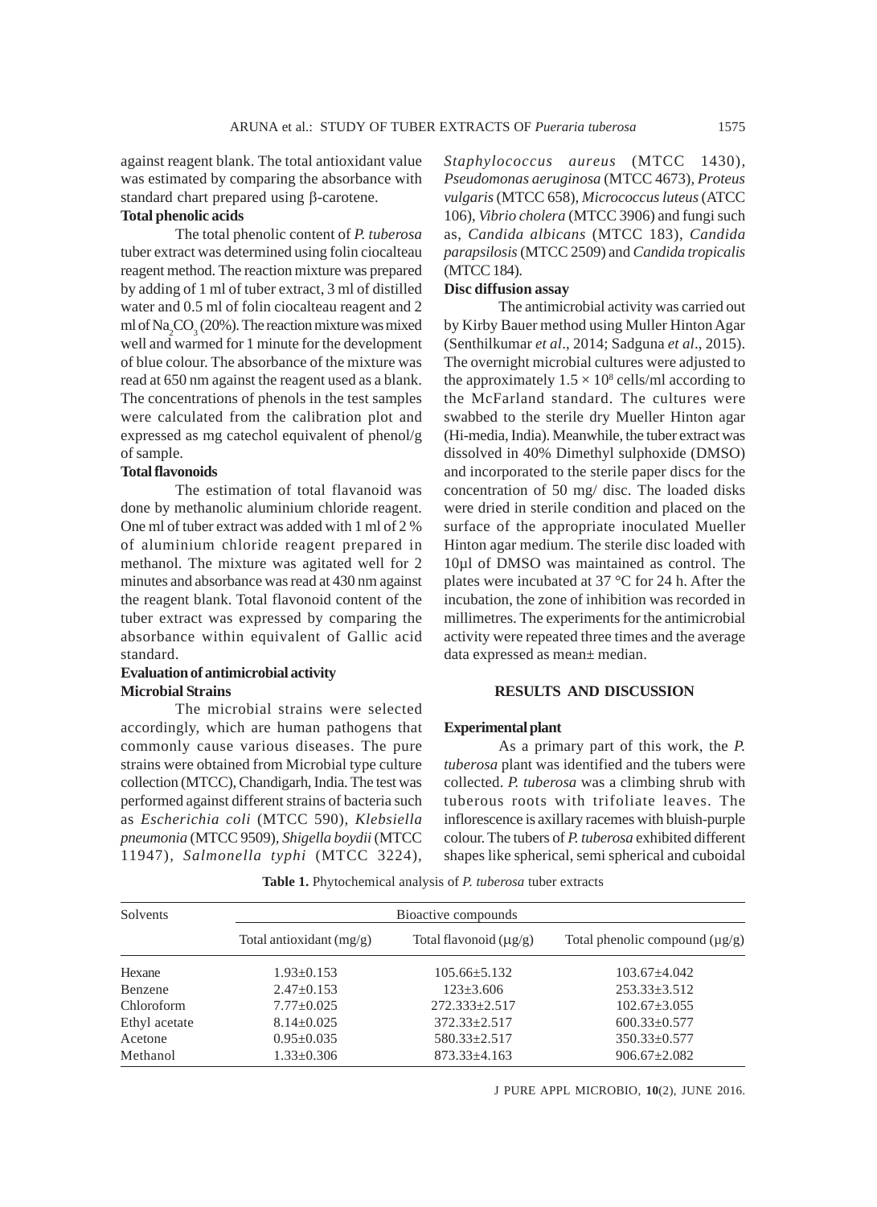against reagent blank. The total antioxidant value was estimated by comparing the absorbance with standard chart prepared using β-carotene.

**Total phenolic acids**

The total phenolic content of *P. tuberosa* tuber extract was determined using folin ciocalteau reagent method. The reaction mixture was prepared by adding of 1 ml of tuber extract, 3 ml of distilled water and 0.5 ml of folin ciocalteau reagent and 2 ml of $Na_2CO_3$ (20%). The reaction mixture was mixed well and warmed for 1 minute for the development of blue colour. The absorbance of the mixture was read at 650 nm against the reagent used as a blank. The concentrations of phenols in the test samples were calculated from the calibration plot and expressed as mg catechol equivalent of phenol/g of sample.

**Total flavonoids**

The estimation of total flavanoid was done by methanolic aluminium chloride reagent. One ml of tuber extract was added with 1 ml of 2 % of aluminium chloride reagent prepared in methanol. The mixture was agitated well for 2 minutes and absorbance was read at 430 nm against the reagent blank. Total flavonoid content of the tuber extract was expressed by comparing the absorbance within equivalent of Gallic acid standard.

**Evaluation of antimicrobial activity**

**Microbial Strains**

The microbial strains were selected accordingly, which are human pathogens that commonly cause various diseases. The pure strains were obtained from Microbial type culture collection (MTCC), Chandigarh, India. The test was performed against different strains of bacteria such as *Escherichia coli* (MTCC 590), *Klebsiella pneumonia* (MTCC 9509), *Shigella boydii* (MTCC 11947), *Salmonella typhi* (MTCC 3224), *Staphylococcus aureus* (MTCC 1430), *Pseudomonas aeruginosa* (MTCC 4673), *Proteus vulgaris* (MTCC 658), *Micrococcus luteus* (ATCC 106), *Vibrio cholera* (MTCC 3906) and fungi such as, *Candida albicans* (MTCC 183), *Candida parapsilosis* (MTCC 2509) and *Candida tropicalis* (MTCC 184).

**Disc diffusion assay**

The antimicrobial activity was carried out by Kirby Bauer method using Muller Hinton Agar (Senthilkumar *et al*., 2014; Sadguna *et al*., 2015). The overnight microbial cultures were adjusted to the approximately $1.5 \times 10^8$ cells/ml according to the McFarland standard. The cultures were swabbed to the sterile dry Mueller Hinton agar (Hi-media, India). Meanwhile, the tuber extract was dissolved in 40% Dimethyl sulphoxide (DMSO) and incorporated to the sterile paper discs for the concentration of 50 mg/ disc. The loaded disks were dried in sterile condition and placed on the surface of the appropriate inoculated Mueller Hinton agar medium. The sterile disc loaded with 10µl of DMSO was maintained as control. The plates were incubated at 37 °C for 24 h. After the incubation, the zone of inhibition was recorded in millimetres. The experiments for the antimicrobial activity were repeated three times and the average data expressed as mean± median.

## RESULTS AND DISCUSSION

**Experimental plant**

As a primary part of this work, the *P. tuberosa* plant was identified and the tubers were collected. *P. tuberosa* was a climbing shrub with tuberous roots with trifoliate leaves. The inflorescence is axillary racemes with bluish-purple colour. The tubers of *P. tuberosa* exhibited different shapes like spherical, semi spherical and cuboidal

**Table 1.** Phytochemical analysis of *P. tuberosa* tuber extracts

| Solvents | Bioactive compounds | | |
|---|---|---|---|
| | Total antioxidant (mg/g) | Total flavonoid (µg/g) | Total phenolic compound (µg/g) |
| Hexane | 1.93±0.153 | 105.66±5.132 | 103.67±4.042 |
| Benzene | 2.47±0.153 | 123±3.606 | 253.33±3.512 |
| Chloroform | 7.77±0.025 | 272.333±2.517 | 102.67±3.055 |
| Ethyl acetate | 8.14±0.025 | 372.33±2.517 | 600.33±0.577 |
| Acetone | 0.95±0.035 | 580.33±2.517 | 350.33±0.577 |
| Methanol | 1.33±0.306 | 873.33±4.163 | 906.67±2.082 |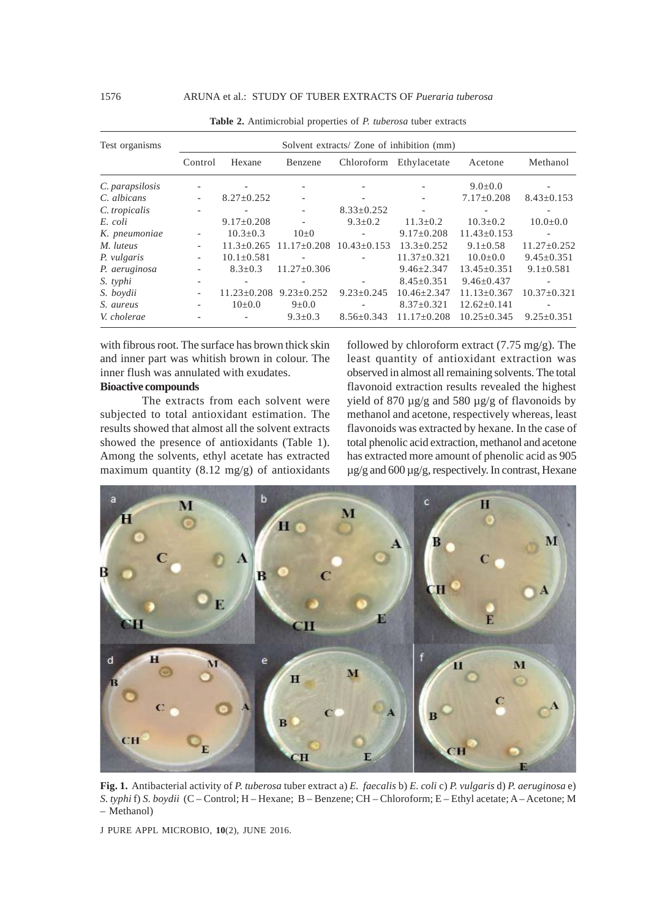**Table 2.** Antimicrobial properties of *P. tuberosa* tuber extracts

| Test organisms | Solvent extracts/ Zone of inhibition (mm) | | | | | | |
|---|---|---|---|---|---|---|---|
| | Control | Hexane | Benzene | Chloroform | Ethylacetate | Acetone | Methanol |
| *C. parapsilosis* | - | - | - | - | - | 9.0±0.0 | - |
| *C. albicans* | - | 8.27±0.252 | - | - | - | 7.17±0.208 | 8.43±0.153 |
| *C. tropicalis* | - | - | - | 8.33±0.252 | - | - | - |
| *E. coli* | | 9.17±0.208 | - | 9.3±0.2 | 11.3±0.2 | 10.3±0.2 | 10.0±0.0 |
| *K. pneumoniae* | - | 10.3±0.3 | 10±0 | - | 9.17±0.208 | 11.43±0.153 | - |
| *M. luteus* | - | 11.3±0.265 | 11.17±0.208 | 10.43±0.153 | 13.3±0.252 | 9.1±0.58 | 11.27±0.252 |
| *P. vulgaris* | - | 10.1±0.581 | - | - | 11.37±0.321 | 10.0±0.0 | 9.45±0.351 |
| *P. aeruginosa* | - | 8.3±0.3 | 11.27±0.306 | | 9.46±2.347 | 13.45±0.351 | 9.1±0.581 |
| *S. typhi* | - | - | - | - | 8.45±0.351 | 9.46±0.437 | - |
| *S. boydii* | - | 11.23±0.208 | 9.23±0.252 | 9.23±0.245 | 10.46±2.347 | 11.13±0.367 | 10.37±0.321 |
| *S. aureus* | - | 10±0.0 | 9±0.0 | - | 8.37±0.321 | 12.62±0.141 | - |
| *V. cholerae* | - | - | 9.3±0.3 | 8.56±0.343 | 11.17±0.208 | 10.25±0.345 | 9.25±0.351 |

with fibrous root. The surface has brown thick skin and inner part was whitish brown in colour. The inner flush was annulated with exudates.

**Bioactive compounds**

The extracts from each solvent were subjected to total antioxidant estimation. The results showed that almost all the solvent extracts showed the presence of antioxidants (Table 1). Among the solvents, ethyl acetate has extracted maximum quantity (8.12 mg/g) of antioxidants followed by chloroform extract (7.75 mg/g). The least quantity of antioxidant extraction was observed in almost all remaining solvents. The total flavonoid extraction results revealed the highest yield of 870 µg/g and 580 µg/g of flavonoids by methanol and acetone, respectively whereas, least flavonoids was extracted by hexane. In the case of total phenolic acid extraction, methanol and acetone has extracted more amount of phenolic acid as 905 µg/g and 600 µg/g, respectively. In contrast, Hexane

**Fig. 1.** Antibacterial activity of *P. tuberosa* tuber extract a) *E. faecalis* b) *E. coli* c) *P. vulgaris* d) *P. aeruginosa* e) *S. typhi* f) *S. boydii* (C – Control; H – Hexane; B – Benzene; CH – Chloroform; E – Ethyl acetate; A – Acetone; M – Methanol)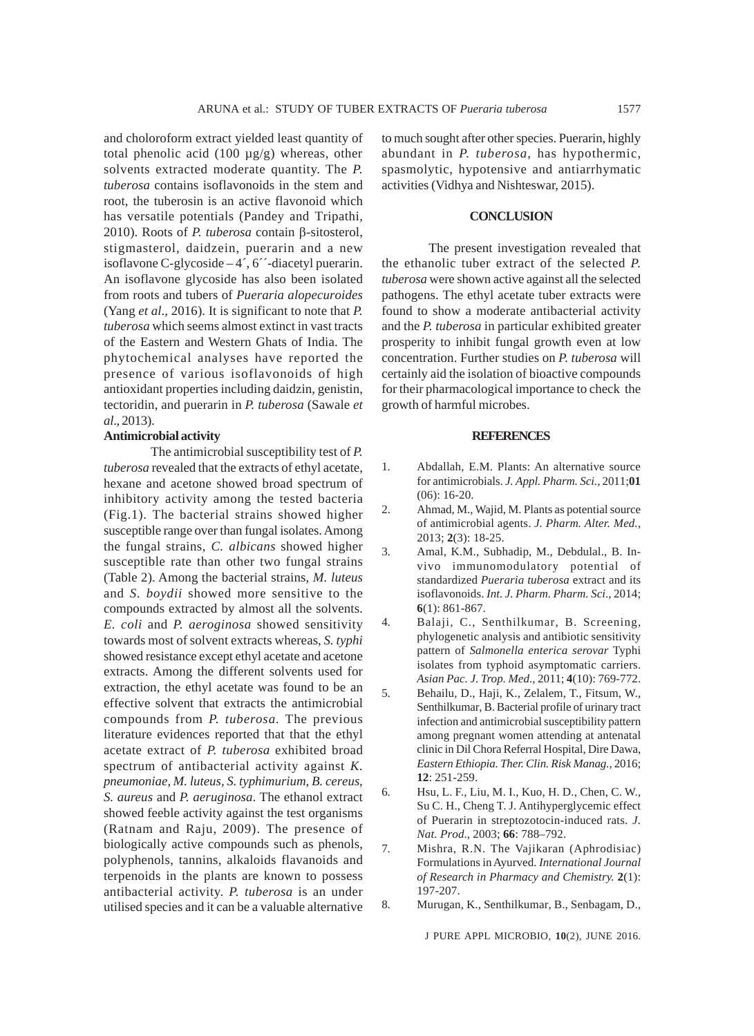and choloroform extract yielded least quantity of total phenolic acid (100 µg/g) whereas, other solvents extracted moderate quantity. The *P. tuberosa* contains isoflavonoids in the stem and root, the tuberosin is an active flavonoid which has versatile potentials (Pandey and Tripathi, 2010). Roots of *P. tuberosa* contain β-sitosterol, stigmasterol, daidzein, puerarin and a new isoflavone C-glycoside – 4´, 6´´-diacetyl puerarin. An isoflavone glycoside has also been isolated from roots and tubers of *Pueraria alopecuroides* (Yang *et al*., 2016). It is significant to note that *P. tuberosa* which seems almost extinct in vast tracts of the Eastern and Western Ghats of India. The phytochemical analyses have reported the presence of various isoflavonoids of high antioxidant properties including daidzin, genistin, tectoridin, and puerarin in *P. tuberosa* (Sawale *et al*., 2013).

### Antimicrobial activity

The antimicrobial susceptibility test of *P. tuberosa* revealed that the extracts of ethyl acetate, hexane and acetone showed broad spectrum of inhibitory activity among the tested bacteria (Fig.1). The bacterial strains showed higher susceptible range over than fungal isolates. Among the fungal strains, *C. albicans* showed higher susceptible rate than other two fungal strains (Table 2). Among the bacterial strains, *M. luteus* and *S. boydii* showed more sensitive to the compounds extracted by almost all the solvents. *E. coli* and *P. aeroginosa* showed sensitivity towards most of solvent extracts whereas, *S. typhi* showed resistance except ethyl acetate and acetone extracts. Among the different solvents used for extraction, the ethyl acetate was found to be an effective solvent that extracts the antimicrobial compounds from *P. tuberosa*. The previous literature evidences reported that that the ethyl acetate extract of *P. tuberosa* exhibited broad spectrum of antibacterial activity against *K. pneumoniae*, *M. luteus*, *S. typhimurium*, *B. cereus*, *S. aureus* and *P. aeruginosa*. The ethanol extract showed feeble activity against the test organisms (Ratnam and Raju, 2009). The presence of biologically active compounds such as phenols, polyphenols, tannins, alkaloids flavanoids and terpenoids in the plants are known to possess antibacterial activity. *P. tuberosa* is an under utilised species and it can be a valuable alternative to much sought after other species. Puerarin, highly abundant in *P. tuberosa*, has hypothermic, spasmolytic, hypotensive and antiarrhymatic activities (Vidhya and Nishteswar, 2015).

## CONCLUSION

The present investigation revealed that the ethanolic tuber extract of the selected *P. tuberosa* were shown active against all the selected pathogens. The ethyl acetate tuber extracts were found to show a moderate antibacterial activity and the *P. tuberosa* in particular exhibited greater prosperity to inhibit fungal growth even at low concentration. Further studies on *P. tuberosa* will certainly aid the isolation of bioactive compounds for their pharmacological importance to check the growth of harmful microbes.

## REFERENCES

1. Abdallah, E.M. Plants: An alternative source for antimicrobials. *J. Appl. Pharm. Sci.*, 2011;**01** (06): 16-20.
2. Ahmad, M., Wajid, M. Plants as potential source of antimicrobial agents. *J. Pharm. Alter. Med.*, 2013; **2**(3): 18-25.
3. Amal, K.M., Subhadip, M., Debdulal., B. In-vivo immunomodulatory potential of standardized *Pueraria tuberosa* extract and its isoflavonoids. *Int. J. Pharm. Pharm. Sci*., 2014; **6**(1): 861-867.
4. Balaji, C., Senthilkumar, B. Screening, phylogenetic analysis and antibiotic sensitivity pattern of *Salmonella enterica serovar* Typhi isolates from typhoid asymptomatic carriers. *Asian Pac. J. Trop. Med*., 2011; **4**(10): 769-772.
5. Behailu, D., Haji, K., Zelalem, T., Fitsum, W., Senthilkumar, B. Bacterial profile of urinary tract infection and antimicrobial susceptibility pattern among pregnant women attending at antenatal clinic in Dil Chora Referral Hospital, Dire Dawa, *Eastern Ethiopia. Ther. Clin. Risk Manag.*, 2016; **12**: 251-259.
6. Hsu, L. F., Liu, M. I., Kuo, H. D., Chen, C. W., Su C. H., Cheng T. J. Antihyperglycemic effect of Puerarin in streptozotocin-induced rats. *J. Nat. Prod*., 2003; **66**: 788–792.
7. Mishra, R.N. The Vajikaran (Aphrodisiac) Formulations in Ayurved. *International Journal of Research in Pharmacy and Chemistry.* **2**(1): 197-207.
8. Murugan, K., Senthilkumar, B., Senbagam, D.,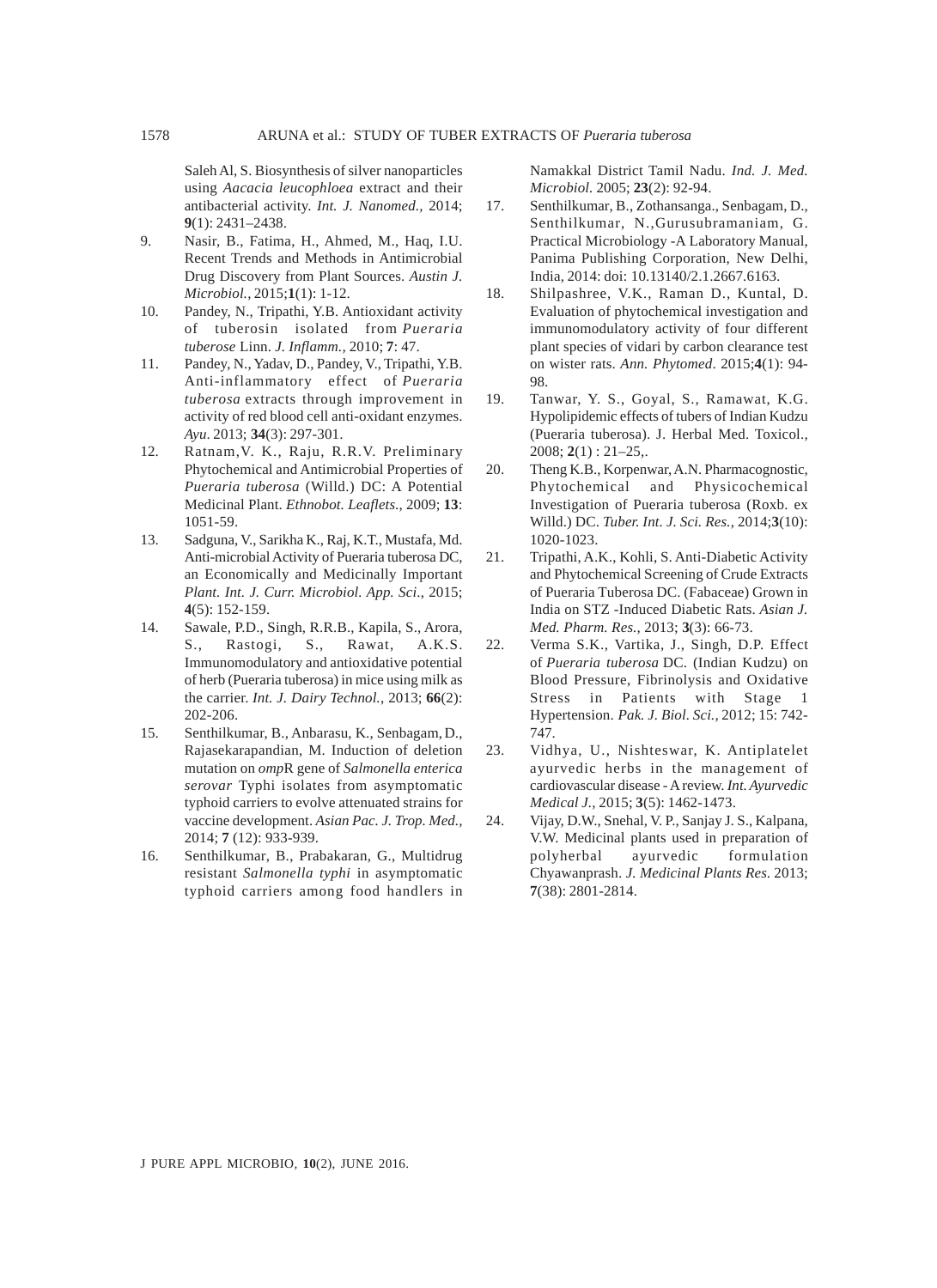Saleh Al, S. Biosynthesis of silver nanoparticles using *Aacacia leucophloea* extract and their antibacterial activity. *Int. J. Nanomed.*, 2014; **9**(1): 2431–2438.

9. Nasir, B., Fatima, H., Ahmed, M., Haq, I.U. Recent Trends and Methods in Antimicrobial Drug Discovery from Plant Sources. *Austin J. Microbiol.*, 2015;**1**(1): 1-12.
10. Pandey, N., Tripathi, Y.B. Antioxidant activity of tuberosin isolated from *Pueraria tuberose* Linn. *J. Inflamm.*, 2010; **7**: 47.
11. Pandey, N., Yadav, D., Pandey, V., Tripathi, Y.B. Anti-inflammatory effect of *Pueraria tuberosa* extracts through improvement in activity of red blood cell anti-oxidant enzymes. *Ayu.* 2013; **34**(3): 297-301.
12. Ratnam,V. K., Raju, R.R.V. Preliminary Phytochemical and Antimicrobial Properties of *Pueraria tuberosa* (Willd.) DC: A Potential Medicinal Plant. *Ethnobot. Leaflets.*, 2009; **13**: 1051-59.
13. Sadguna, V., Sarikha K., Raj, K.T., Mustafa, Md. Anti-microbial Activity of Pueraria tuberosa DC, an Economically and Medicinally Important *Plant. Int. J. Curr. Microbiol. App. Sci.*, 2015; **4**(5): 152-159.
14. Sawale, P.D., Singh, R.R.B., Kapila, S., Arora, S., Rastogi, S., Rawat, A.K.S. Immunomodulatory and antioxidative potential of herb (Pueraria tuberosa) in mice using milk as the carrier. *Int. J. Dairy Technol.*, 2013; **66**(2): 202-206.
15. Senthilkumar, B., Anbarasu, K., Senbagam, D., Rajasekarapandian, M. Induction of deletion mutation on *omp*R gene of *Salmonella enterica serovar* Typhi isolates from asymptomatic typhoid carriers to evolve attenuated strains for vaccine development. *Asian Pac. J. Trop. Med.*, 2014; **7** (12): 933-939.
16. Senthilkumar, B., Prabakaran, G., Multidrug resistant *Salmonella typhi* in asymptomatic typhoid carriers among food handlers in Namakkal District Tamil Nadu. *Ind. J. Med. Microbiol.* 2005; **23**(2): 92-94.
17. Senthilkumar, B., Zothansanga., Senbagam, D., Senthilkumar, N.,Gurusubramaniam, G. Practical Microbiology -A Laboratory Manual, Panima Publishing Corporation, New Delhi, India, 2014: doi: 10.13140/2.1.2667.6163.
18. Shilpashree, V.K., Raman D., Kuntal, D. Evaluation of phytochemical investigation and immunomodulatory activity of four different plant species of vidari by carbon clearance test on wister rats. *Ann. Phytomed.* 2015;**4**(1): 94-98.
19. Tanwar, Y. S., Goyal, S., Ramawat, K.G. Hypolipidemic effects of tubers of Indian Kudzu (Pueraria tuberosa). J. Herbal Med. Toxicol., 2008; **2**(1) : 21–25,.
20. Theng K.B., Korpenwar, A.N. Pharmacognostic, Phytochemical and Physicochemical Investigation of Pueraria tuberosa (Roxb. ex Willd.) DC. *Tuber. Int. J. Sci. Res.*, 2014;**3**(10): 1020-1023.
21. Tripathi, A.K., Kohli, S. Anti-Diabetic Activity and Phytochemical Screening of Crude Extracts of Pueraria Tuberosa DC. (Fabaceae) Grown in India on STZ -Induced Diabetic Rats. *Asian J. Med. Pharm. Res.*, 2013; **3**(3): 66-73.
22. Verma S.K., Vartika, J., Singh, D.P. Effect of *Pueraria tuberosa* DC. (Indian Kudzu) on Blood Pressure, Fibrinolysis and Oxidative Stress in Patients with Stage 1 Hypertension. *Pak. J. Biol. Sci.*, 2012; 15: 742-747.
23. Vidhya, U., Nishteswar, K. Antiplatelet ayurvedic herbs in the management of cardiovascular disease - A review. *Int. Ayurvedic Medical J.*, 2015; **3**(5): 1462-1473.
24. Vijay, D.W., Snehal, V. P., Sanjay J. S., Kalpana, V.W. Medicinal plants used in preparation of polyherbal ayurvedic formulation Chyawanprash. *J. Medicinal Plants Res.* 2013; **7**(38): 2801-2814.